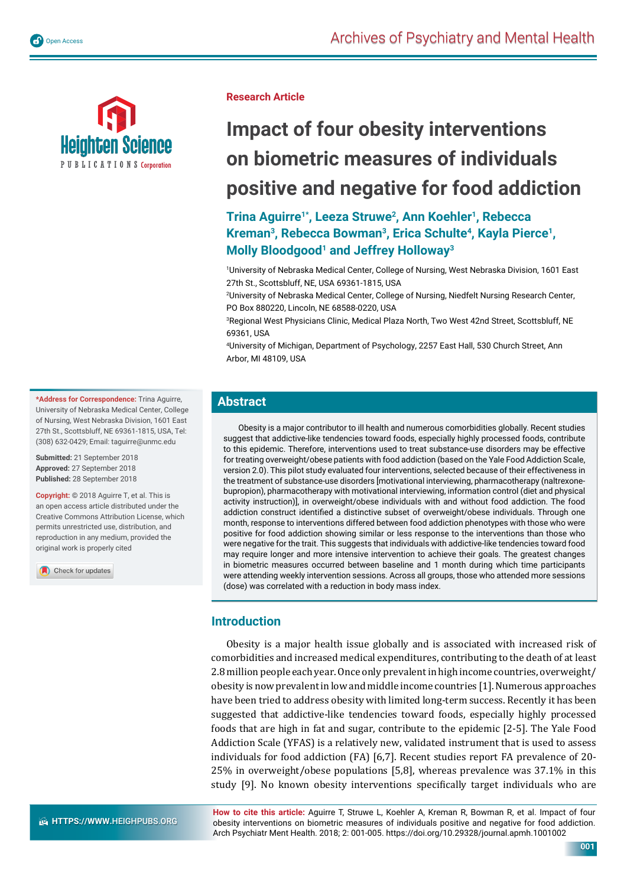Research Article

# Impact of four obesity interventions on biometric measures of individuals positive and negative for food addiction

**Trina Aguirre[1*], Leeza Struwe[2], Ann Koehler[1], Rebecca Kreman[3], Rebecca Bowman[3], Erica Schulte[4], Kayla Pierce[1], Molly Bloodgood[1] and Jeffrey Holloway[3]**

[1]University of Nebraska Medical Center, College of Nursing, West Nebraska Division, 1601 East 27th St., Scottsbluff, NE, USA 69361-1815, USA

[2]University of Nebraska Medical Center, College of Nursing, Niedfelt Nursing Research Center, PO Box 880220, Lincoln, NE 68588-0220, USA

[3]Regional West Physicians Clinic, Medical Plaza North, Two West 42nd Street, Scottsbluff, NE 69361, USA

[4]University of Michigan, Department of Psychology, 2257 East Hall, 530 Church Street, Ann Arbor, MI 48109, USA

**\*Address for Correspondence:** Trina Aguirre, University of Nebraska Medical Center, College of Nursing, West Nebraska Division, 1601 East 27th St., Scottsbluff, NE 69361-1815, USA, Tel: (308) 632-0429; Email: taguirre@unmc.edu

**Submitted:** 21 September 2018
**Approved:** 27 September 2018
**Published:** 28 September 2018

**Copyright:** © 2018 Aguirre T, et al. This is an open access article distributed under the Creative Commons Attribution License, which permits unrestricted use, distribution, and reproduction in any medium, provided the original work is properly cited

## Abstract

Obesity is a major contributor to ill health and numerous comorbidities globally. Recent studies suggest that addictive-like tendencies toward foods, especially highly processed foods, contribute to this epidemic. Therefore, interventions used to treat substance-use disorders may be effective for treating overweight/obese patients with food addiction (based on the Yale Food Addiction Scale, version 2.0). This pilot study evaluated four interventions, selected because of their effectiveness in the treatment of substance-use disorders [motivational interviewing, pharmacotherapy (naltrexone-bupropion), pharmacotherapy with motivational interviewing, information control (diet and physical activity instruction)], in overweight/obese individuals with and without food addiction. The food addiction construct identified a distinctive subset of overweight/obese individuals. Through one month, response to interventions differed between food addiction phenotypes with those who were positive for food addiction showing similar or less response to the interventions than those who were negative for the trait. This suggests that individuals with addictive-like tendencies toward food may require longer and more intensive intervention to achieve their goals. The greatest changes in biometric measures occurred between baseline and 1 month during which time participants were attending weekly intervention sessions. Across all groups, those who attended more sessions (dose) was correlated with a reduction in body mass index.

## Introduction

Obesity is a major health issue globally and is associated with increased risk of comorbidities and increased medical expenditures, contributing to the death of at least 2.8 million people each year. Once only prevalent in high income countries, overweight/obesity is now prevalent in low and middle income countries [1]. Numerous approaches have been tried to address obesity with limited long-term success. Recently it has been suggested that addictive-like tendencies toward foods, especially highly processed foods that are high in fat and sugar, contribute to the epidemic [2-5]. The Yale Food Addiction Scale (YFAS) is a relatively new, validated instrument that is used to assess individuals for food addiction (FA) [6,7]. Recent studies report FA prevalence of 20-25% in overweight/obese populations [5,8], whereas prevalence was 37.1% in this study [9]. No known obesity interventions specifically target individuals who are

**How to cite this article:** Aguirre T, Struwe L, Koehler A, Kreman R, Bowman R, et al. Impact of four obesity interventions on biometric measures of individuals positive and negative for food addiction. Arch Psychiatr Ment Health. 2018; 2: 001-005. https://doi.org/10.29328/journal.apmh.1001002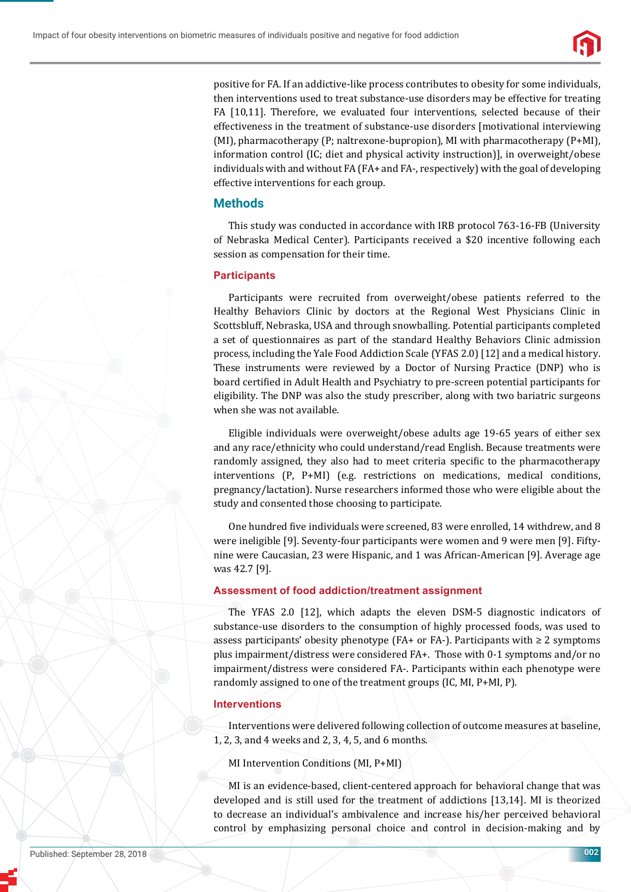positive for FA. If an addictive-like process contributes to obesity for some individuals, then interventions used to treat substance-use disorders may be effective for treating FA [10,11]. Therefore, we evaluated four interventions, selected because of their effectiveness in the treatment of substance-use disorders [motivational interviewing (MI), pharmacotherapy (P; naltrexone-bupropion), MI with pharmacotherapy (P+MI), information control (IC; diet and physical activity instruction)], in overweight/obese individuals with and without FA (FA+ and FA-, respectively) with the goal of developing effective interventions for each group.

## Methods

This study was conducted in accordance with IRB protocol 763-16-FB (University of Nebraska Medical Center). Participants received a $20 incentive following each session as compensation for their time.

### Participants

Participants were recruited from overweight/obese patients referred to the Healthy Behaviors Clinic by doctors at the Regional West Physicians Clinic in Scottsbluff, Nebraska, USA and through snowballing. Potential participants completed a set of questionnaires as part of the standard Healthy Behaviors Clinic admission process, including the Yale Food Addiction Scale (YFAS 2.0) [12] and a medical history. These instruments were reviewed by a Doctor of Nursing Practice (DNP) who is board certified in Adult Health and Psychiatry to pre-screen potential participants for eligibility. The DNP was also the study prescriber, along with two bariatric surgeons when she was not available.

Eligible individuals were overweight/obese adults age 19-65 years of either sex and any race/ethnicity who could understand/read English. Because treatments were randomly assigned, they also had to meet criteria specific to the pharmacotherapy interventions (P, P+MI) (e.g. restrictions on medications, medical conditions, pregnancy/lactation). Nurse researchers informed those who were eligible about the study and consented those choosing to participate.

One hundred five individuals were screened, 83 were enrolled, 14 withdrew, and 8 were ineligible [9]. Seventy-four participants were women and 9 were men [9]. Fifty-nine were Caucasian, 23 were Hispanic, and 1 was African-American [9]. Average age was 42.7 [9].

### Assessment of food addiction/treatment assignment

The YFAS 2.0 [12], which adapts the eleven DSM-5 diagnostic indicators of substance-use disorders to the consumption of highly processed foods, was used to assess participants' obesity phenotype (FA+ or FA-). Participants with ≥ 2 symptoms plus impairment/distress were considered FA+. Those with 0-1 symptoms and/or no impairment/distress were considered FA-. Participants within each phenotype were randomly assigned to one of the treatment groups (IC, MI, P+MI, P).

### Interventions

Interventions were delivered following collection of outcome measures at baseline, 1, 2, 3, and 4 weeks and 2, 3, 4, 5, and 6 months.

MI Intervention Conditions (MI, P+MI)

MI is an evidence-based, client-centered approach for behavioral change that was developed and is still used for the treatment of addictions [13,14]. MI is theorized to decrease an individual's ambivalence and increase his/her perceived behavioral control by emphasizing personal choice and control in decision-making and by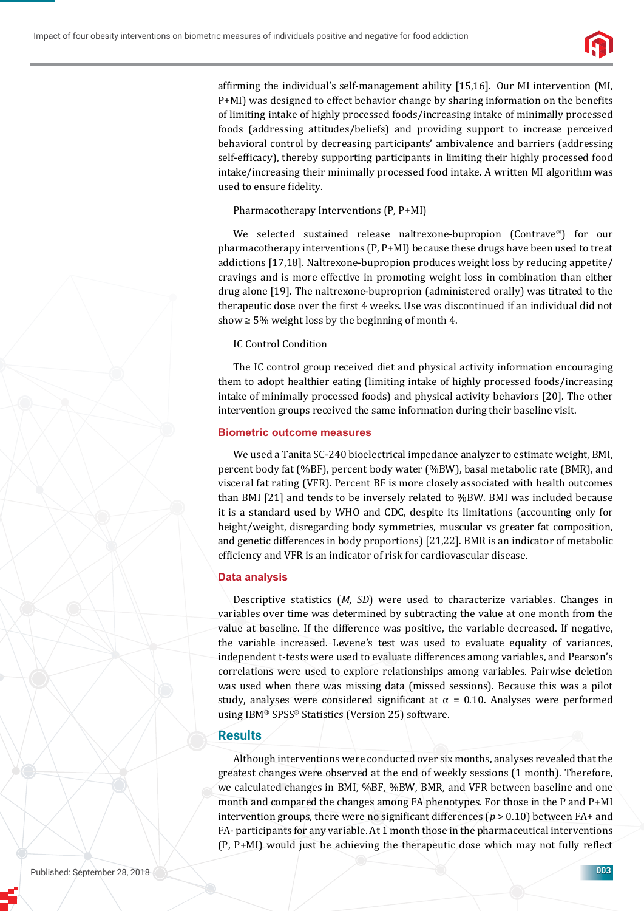affirming the individual's self-management ability [15,16]. Our MI intervention (MI, P+MI) was designed to effect behavior change by sharing information on the benefits of limiting intake of highly processed foods/increasing intake of minimally processed foods (addressing attitudes/beliefs) and providing support to increase perceived behavioral control by decreasing participants' ambivalence and barriers (addressing self-efficacy), thereby supporting participants in limiting their highly processed food intake/increasing their minimally processed food intake. A written MI algorithm was used to ensure fidelity.

Pharmacotherapy Interventions (P, P+MI)

We selected sustained release naltrexone-bupropion (Contrave®) for our pharmacotherapy interventions (P, P+MI) because these drugs have been used to treat addictions [17,18]. Naltrexone-bupropion produces weight loss by reducing appetite/cravings and is more effective in promoting weight loss in combination than either drug alone [19]. The naltrexone-buproprion (administered orally) was titrated to the therapeutic dose over the first 4 weeks. Use was discontinued if an individual did not show ≥ 5% weight loss by the beginning of month 4.

IC Control Condition

The IC control group received diet and physical activity information encouraging them to adopt healthier eating (limiting intake of highly processed foods/increasing intake of minimally processed foods) and physical activity behaviors [20]. The other intervention groups received the same information during their baseline visit.

## Biometric outcome measures

We used a Tanita SC-240 bioelectrical impedance analyzer to estimate weight, BMI, percent body fat (%BF), percent body water (%BW), basal metabolic rate (BMR), and visceral fat rating (VFR). Percent BF is more closely associated with health outcomes than BMI [21] and tends to be inversely related to %BW. BMI was included because it is a standard used by WHO and CDC, despite its limitations (accounting only for height/weight, disregarding body symmetries, muscular vs greater fat composition, and genetic differences in body proportions) [21,22]. BMR is an indicator of metabolic efficiency and VFR is an indicator of risk for cardiovascular disease.

## Data analysis

Descriptive statistics (*M, SD*) were used to characterize variables. Changes in variables over time was determined by subtracting the value at one month from the value at baseline. If the difference was positive, the variable decreased. If negative, the variable increased. Levene's test was used to evaluate equality of variances, independent t-tests were used to evaluate differences among variables, and Pearson's correlations were used to explore relationships among variables. Pairwise deletion was used when there was missing data (missed sessions). Because this was a pilot study, analyses were considered significant at $\alpha = 0.10$. Analyses were performed using IBM® SPSS® Statistics (Version 25) software.

## Results

Although interventions were conducted over six months, analyses revealed that the greatest changes were observed at the end of weekly sessions (1 month). Therefore, we calculated changes in BMI, %BF, %BW, BMR, and VFR between baseline and one month and compared the changes among FA phenotypes. For those in the P and P+MI intervention groups, there were no significant differences ($p > 0.10$) between FA+ and FA- participants for any variable. At 1 month those in the pharmaceutical interventions (P, P+MI) would just be achieving the therapeutic dose which may not fully reflect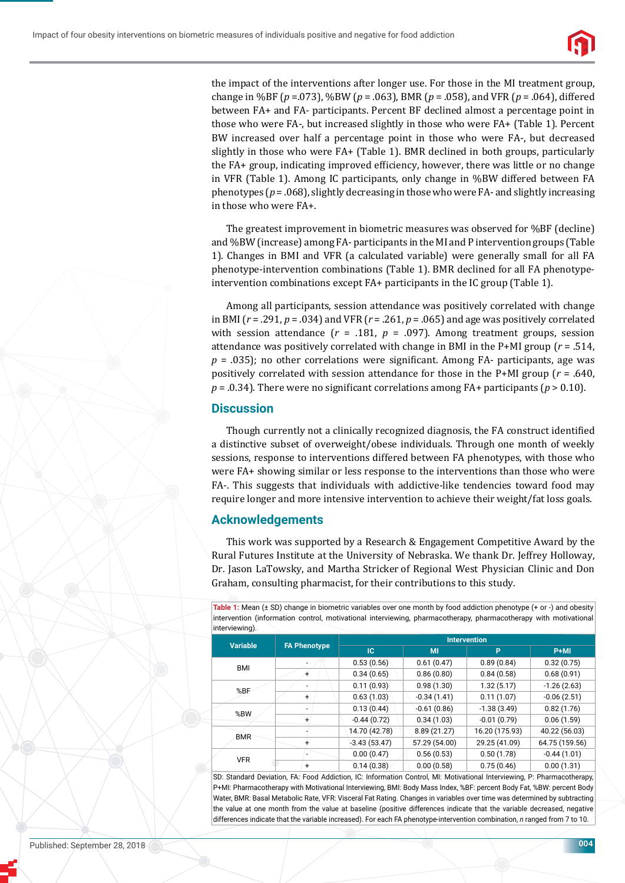the impact of the interventions after longer use. For those in the MI treatment group, change in %BF ($p$ =.073), %BW ($p$ = .063), BMR ($p$ = .058), and VFR ($p$ = .064), differed between FA+ and FA- participants. Percent BF declined almost a percentage point in those who were FA-, but increased slightly in those who were FA+ (Table 1). Percent BW increased over half a percentage point in those who were FA-, but decreased slightly in those who were FA+ (Table 1). BMR declined in both groups, particularly the FA+ group, indicating improved efficiency, however, there was little or no change in VFR (Table 1). Among IC participants, only change in %BW differed between FA phenotypes ($p$ = .068), slightly decreasing in those who were FA- and slightly increasing in those who were FA+.

The greatest improvement in biometric measures was observed for %BF (decline) and %BW (increase) among FA- participants in the MI and P intervention groups (Table 1). Changes in BMI and VFR (a calculated variable) were generally small for all FA phenotype-intervention combinations (Table 1). BMR declined for all FA phenotype-intervention combinations except FA+ participants in the IC group (Table 1).

Among all participants, session attendance was positively correlated with change in BMI ($r$ = .291, $p$ = .034) and VFR ($r$ = .261, $p$ = .065) and age was positively correlated with session attendance ($r$ = .181, $p$ = .097). Among treatment groups, session attendance was positively correlated with change in BMI in the P+MI group ($r$ = .514, $p$ = .035); no other correlations were significant. Among FA- participants, age was positively correlated with session attendance for those in the P+MI group ($r$ = .640, $p$ = .0.34). There were no significant correlations among FA+ participants ($p$ > 0.10).

## Discussion

Though currently not a clinically recognized diagnosis, the FA construct identified a distinctive subset of overweight/obese individuals. Through one month of weekly sessions, response to interventions differed between FA phenotypes, with those who were FA+ showing similar or less response to the interventions than those who were FA-. This suggests that individuals with addictive-like tendencies toward food may require longer and more intensive intervention to achieve their weight/fat loss goals.

## Acknowledgements

This work was supported by a Research & Engagement Competitive Award by the Rural Futures Institute at the University of Nebraska. We thank Dr. Jeffrey Holloway, Dr. Jason LaTowsky, and Martha Stricker of Regional West Physician Clinic and Don Graham, consulting pharmacist, for their contributions to this study.

**Table 1:** Mean (± SD) change in biometric variables over one month by food addiction phenotype (+ or -) and obesity intervention (information control, motivational interviewing, pharmacotherapy, pharmacotherapy with motivational interviewing).

| Variable | FA Phenotype | Intervention | | | |
|---|---|---|---|---|---|
| | | IC | MI | P | P+MI |
| BMI | - | 0.53 (0.56) | 0.61 (0.47) | 0.89 (0.84) | 0.32 (0.75) |
| | + | 0.34 (0.65) | 0.86 (0.80) | 0.84 (0.58) | 0.68 (0.91) |
| %BF | - | 0.11 (0.93) | 0.98 (1.30) | 1.32 (5.17) | -1.26 (2.63) |
| | + | 0.63 (1.03) | -0.34 (1.41) | 0.11 (1.07) | -0.06 (2.51) |
| %BW | - | 0.13 (0.44) | -0.61 (0.86) | -1.38 (3.49) | 0.82 (1.76) |
| | + | -0.44 (0.72) | 0.34 (1.03) | -0.01 (0.79) | 0.06 (1.59) |
| BMR | - | 14.70 (42.78) | 8.89 (21.27) | 16.20 (175.93) | 40.22 (56.03) |
| | + | -3.43 (53.47) | 57.29 (54.00) | 29.25 (41.09) | 64.75 (159.56) |
| VFR | - | 0.00 (0.47) | 0.56 (0.53) | 0.50 (1.78) | -0.44 (1.01) |
| | + | 0.14 (0.38) | 0.00 (0.58) | 0.75 (0.46) | 0.00 (1.31) |

SD: Standard Deviation, FA: Food Addiction, IC: Information Control, MI: Motivational Interviewing, P: Pharmacotherapy, P+MI: Pharmacotherapy with Motivational Interviewing, BMI: Body Mass Index, %BF: percent Body Fat, %BW: percent Body Water, BMR: Basal Metabolic Rate, VFR: Visceral Fat Rating. Changes in variables over time was determined by subtracting the value at one month from the value at baseline (positive differences indicate that the variable decreased, negative differences indicate that the variable increased). For each FA phenotype-intervention combination, $n$ ranged from 7 to 10.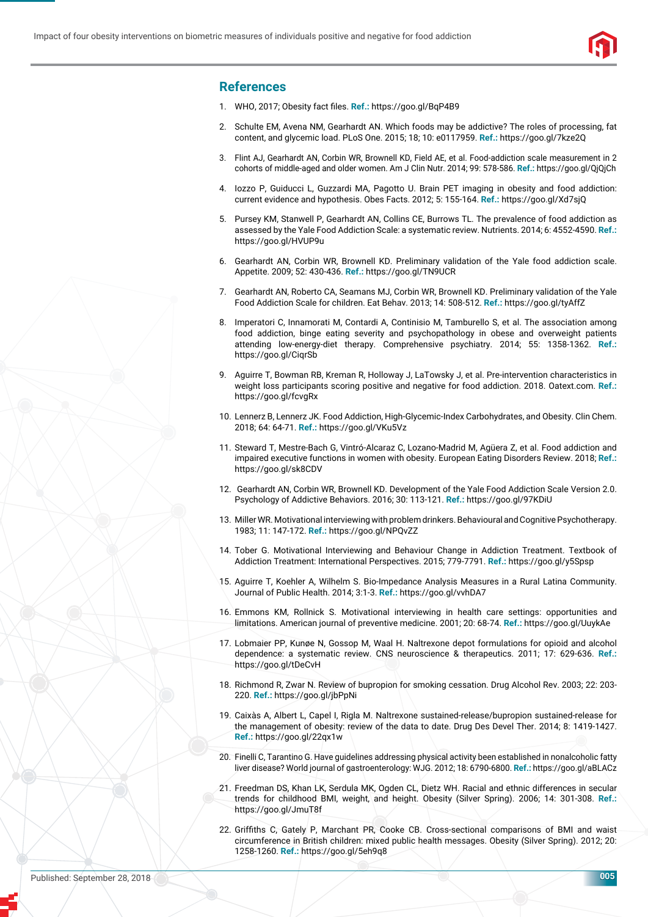## References

1. WHO, 2017; Obesity fact files. **Ref.:** https://goo.gl/BqP4B9
2. Schulte EM, Avena NM, Gearhardt AN. Which foods may be addictive? The roles of processing, fat content, and glycemic load. PLoS One. 2015; 18; 10: e0117959. **Ref.:** https://goo.gl/7kze2Q
3. Flint AJ, Gearhardt AN, Corbin WR, Brownell KD, Field AE, et al. Food-addiction scale measurement in 2 cohorts of middle-aged and older women. Am J Clin Nutr. 2014; 99: 578-586. **Ref.:** https://goo.gl/QjQjCh
4. Iozzo P, Guiducci L, Guzzardi MA, Pagotto U. Brain PET imaging in obesity and food addiction: current evidence and hypothesis. Obes Facts. 2012; 5: 155-164. **Ref.:** https://goo.gl/Xd7sjQ
5. Pursey KM, Stanwell P, Gearhardt AN, Collins CE, Burrows TL. The prevalence of food addiction as assessed by the Yale Food Addiction Scale: a systematic review. Nutrients. 2014; 6: 4552-4590. **Ref.:** https://goo.gl/HVUP9u
6. Gearhardt AN, Corbin WR, Brownell KD. Preliminary validation of the Yale food addiction scale. Appetite. 2009; 52: 430-436. **Ref.:** https://goo.gl/TN9UCR
7. Gearhardt AN, Roberto CA, Seamans MJ, Corbin WR, Brownell KD. Preliminary validation of the Yale Food Addiction Scale for children. Eat Behav. 2013; 14: 508-512. **Ref.:** https://goo.gl/tyAffZ
8. Imperatori C, Innamorati M, Contardi A, Continisio M, Tamburello S, et al. The association among food addiction, binge eating severity and psychopathology in obese and overweight patients attending low-energy-diet therapy. Comprehensive psychiatry. 2014; 55: 1358-1362. **Ref.:** https://goo.gl/CiqrSb
9. Aguirre T, Bowman RB, Kreman R, Holloway J, LaTowsky J, et al. Pre-intervention characteristics in weight loss participants scoring positive and negative for food addiction. 2018. Oatext.com. **Ref.:** https://goo.gl/fcvgRx
10. Lennerz B, Lennerz JK. Food Addiction, High-Glycemic-Index Carbohydrates, and Obesity. Clin Chem. 2018; 64: 64-71. **Ref.:** https://goo.gl/VKu5Vz
11. Steward T, Mestre-Bach G, Vintró-Alcaraz C, Lozano-Madrid M, Agüera Z, et al. Food addiction and impaired executive functions in women with obesity. European Eating Disorders Review. 2018; **Ref.:** https://goo.gl/sk8CDV
12. Gearhardt AN, Corbin WR, Brownell KD. Development of the Yale Food Addiction Scale Version 2.0. Psychology of Addictive Behaviors. 2016; 30: 113-121. **Ref.:** https://goo.gl/97KDiU
13. Miller WR. Motivational interviewing with problem drinkers. Behavioural and Cognitive Psychotherapy. 1983; 11: 147-172. **Ref.:** https://goo.gl/NPQvZZ
14. Tober G. Motivational Interviewing and Behaviour Change in Addiction Treatment. Textbook of Addiction Treatment: International Perspectives. 2015; 779-7791. **Ref.:** https://goo.gl/y5Spsp
15. Aguirre T, Koehler A, Wilhelm S. Bio-Impedance Analysis Measures in a Rural Latina Community. Journal of Public Health. 2014; 3:1-3. **Ref.:** https://goo.gl/vvhDA7
16. Emmons KM, Rollnick S. Motivational interviewing in health care settings: opportunities and limitations. American journal of preventive medicine. 2001; 20: 68-74. **Ref.:** https://goo.gl/UuykAe
17. Lobmaier PP, Kunøe N, Gossop M, Waal H. Naltrexone depot formulations for opioid and alcohol dependence: a systematic review. CNS neuroscience & therapeutics. 2011; 17: 629-636. **Ref.:** https://goo.gl/tDeCvH
18. Richmond R, Zwar N. Review of bupropion for smoking cessation. Drug Alcohol Rev. 2003; 22: 203-220. **Ref.:** https://goo.gl/jbPpNi
19. Caixàs A, Albert L, Capel I, Rigla M. Naltrexone sustained-release/bupropion sustained-release for the management of obesity: review of the data to date. Drug Des Devel Ther. 2014; 8: 1419-1427. **Ref.:** https://goo.gl/22qx1w
20. Finelli C, Tarantino G. Have guidelines addressing physical activity been established in nonalcoholic fatty liver disease? World journal of gastroenterology: WJG. 2012; 18: 6790-6800. **Ref.:** https://goo.gl/aBLACz
21. Freedman DS, Khan LK, Serdula MK, Ogden CL, Dietz WH. Racial and ethnic differences in secular trends for childhood BMI, weight, and height. Obesity (Silver Spring). 2006; 14: 301-308. **Ref.:** https://goo.gl/JmuT8f
22. Griffiths C, Gately P, Marchant PR, Cooke CB. Cross-sectional comparisons of BMI and waist circumference in British children: mixed public health messages. Obesity (Silver Spring). 2012; 20: 1258-1260. **Ref.:** https://goo.gl/5eh9q8

Published: September 28, 2018